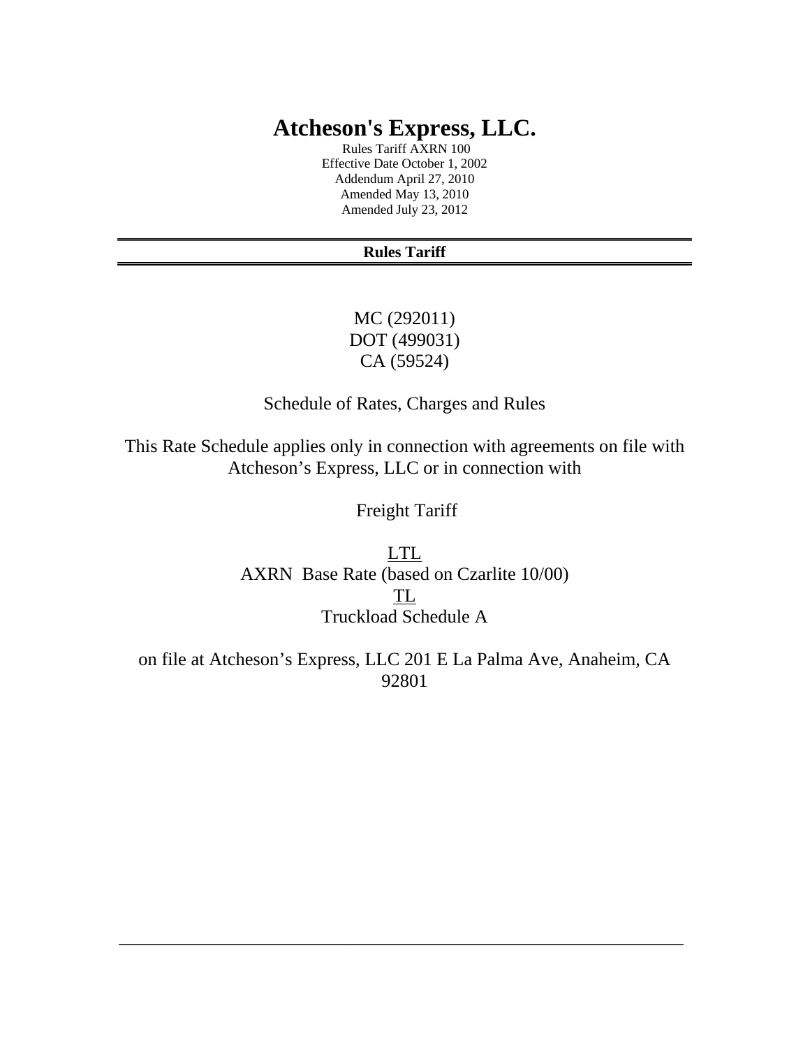# Atcheson's Express, LLC.

Rules Tariff AXRN 100
Effective Date October 1, 2002
Addendum April 27, 2010
Amended May 13, 2010
Amended July 23, 2012

---

**Rules Tariff**

---

MC (292011)
DOT (499031)
CA (59524)

Schedule of Rates, Charges and Rules

This Rate Schedule applies only in connection with agreements on file with Atcheson's Express, LLC or in connection with

Freight Tariff

LTL
AXRN Base Rate (based on Czarlite 10/00)
TL
Truckload Schedule A

on file at Atcheson's Express, LLC 201 E La Palma Ave, Anaheim, CA 92801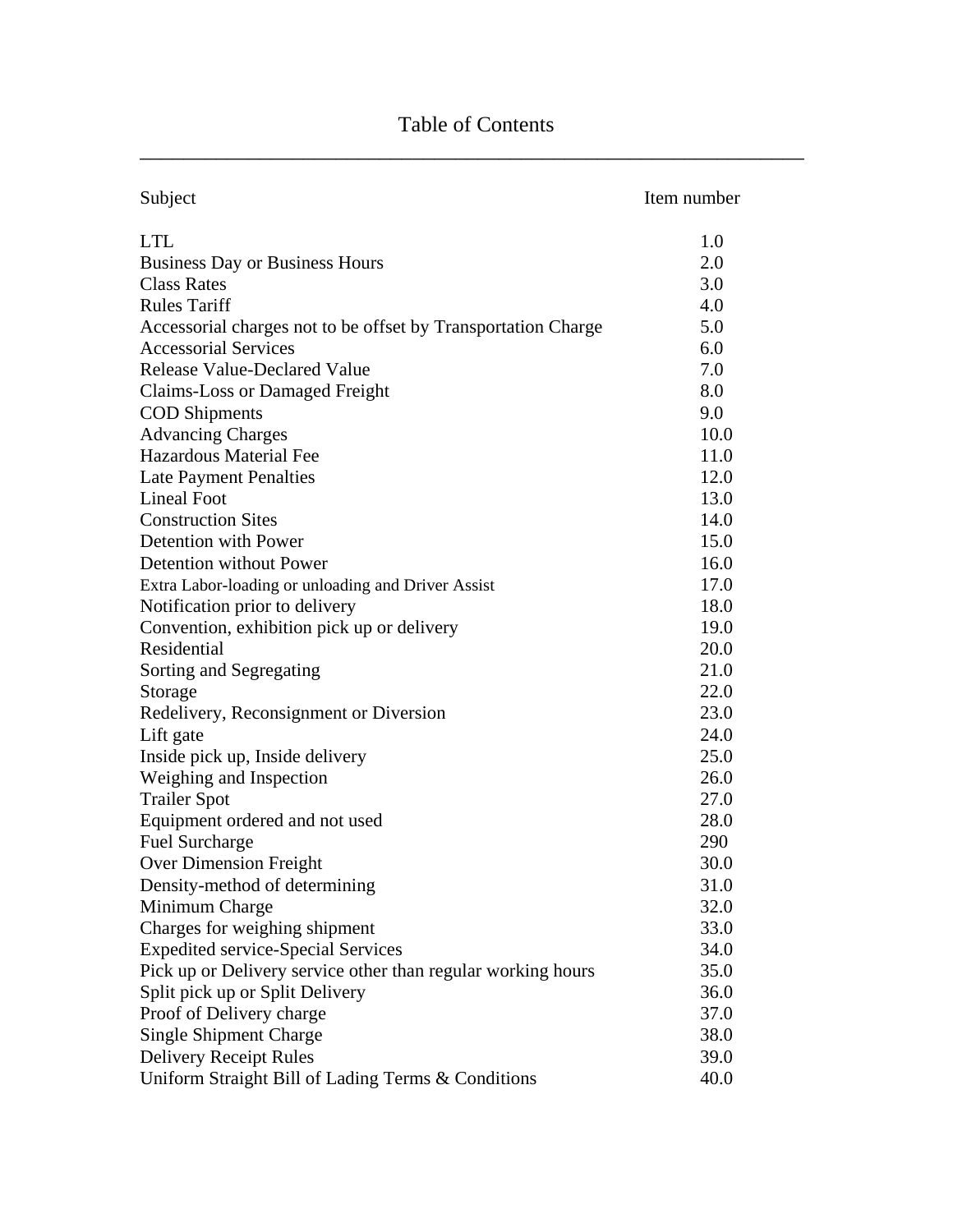# Table of Contents

| Subject | Item number |
|---|---|
| LTL | 1.0 |
| Business Day or Business Hours | 2.0 |
| Class Rates | 3.0 |
| Rules Tariff | 4.0 |
| Accessorial charges not to be offset by Transportation Charge | 5.0 |
| Accessorial Services | 6.0 |
| Release Value-Declared Value | 7.0 |
| Claims-Loss or Damaged Freight | 8.0 |
| COD Shipments | 9.0 |
| Advancing Charges | 10.0 |
| Hazardous Material Fee | 11.0 |
| Late Payment Penalties | 12.0 |
| Lineal Foot | 13.0 |
| Construction Sites | 14.0 |
| Detention with Power | 15.0 |
| Detention without Power | 16.0 |
| Extra Labor-loading or unloading and Driver Assist | 17.0 |
| Notification prior to delivery | 18.0 |
| Convention, exhibition pick up or delivery | 19.0 |
| Residential | 20.0 |
| Sorting and Segregating | 21.0 |
| Storage | 22.0 |
| Redelivery, Reconsignment or Diversion | 23.0 |
| Lift gate | 24.0 |
| Inside pick up, Inside delivery | 25.0 |
| Weighing and Inspection | 26.0 |
| Trailer Spot | 27.0 |
| Equipment ordered and not used | 28.0 |
| Fuel Surcharge | 290 |
| Over Dimension Freight | 30.0 |
| Density-method of determining | 31.0 |
| Minimum Charge | 32.0 |
| Charges for weighing shipment | 33.0 |
| Expedited service-Special Services | 34.0 |
| Pick up or Delivery service other than regular working hours | 35.0 |
| Split pick up or Split Delivery | 36.0 |
| Proof of Delivery charge | 37.0 |
| Single Shipment Charge | 38.0 |
| Delivery Receipt Rules | 39.0 |
| Uniform Straight Bill of Lading Terms & Conditions | 40.0 |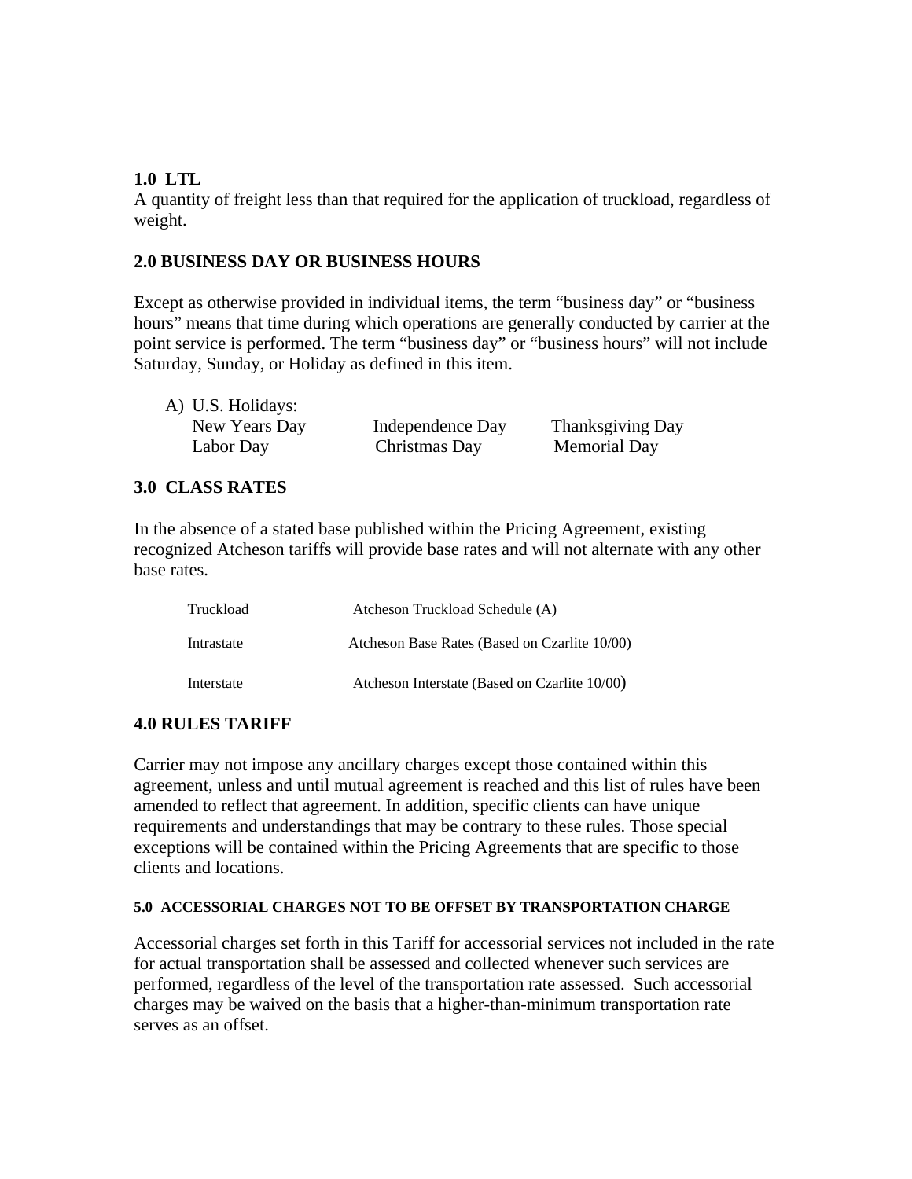### 1.0 LTL

A quantity of freight less than that required for the application of truckload, regardless of weight.

### 2.0 BUSINESS DAY OR BUSINESS HOURS

Except as otherwise provided in individual items, the term "business day" or "business hours" means that time during which operations are generally conducted by carrier at the point service is performed. The term "business day" or "business hours" will not include Saturday, Sunday, or Holiday as defined in this item.

A) U.S. Holidays:

| | | |
|---|---|---|
| New Years Day | Independence Day | Thanksgiving Day |
| Labor Day | Christmas Day | Memorial Day |

### 3.0 CLASS RATES

In the absence of a stated base published within the Pricing Agreement, existing recognized Atcheson tariffs will provide base rates and will not alternate with any other base rates.

| | |
|---|---|
| Truckload | Atcheson Truckload Schedule (A) |
| Intrastate | Atcheson Base Rates (Based on Czarlite 10/00) |
| Interstate | Atcheson Interstate (Based on Czarlite 10/00) |

### 4.0 RULES TARIFF

Carrier may not impose any ancillary charges except those contained within this agreement, unless and until mutual agreement is reached and this list of rules have been amended to reflect that agreement. In addition, specific clients can have unique requirements and understandings that may be contrary to these rules. Those special exceptions will be contained within the Pricing Agreements that are specific to those clients and locations.

#### 5.0 ACCESSORIAL CHARGES NOT TO BE OFFSET BY TRANSPORTATION CHARGE

Accessorial charges set forth in this Tariff for accessorial services not included in the rate for actual transportation shall be assessed and collected whenever such services are performed, regardless of the level of the transportation rate assessed. Such accessorial charges may be waived on the basis that a higher-than-minimum transportation rate serves as an offset.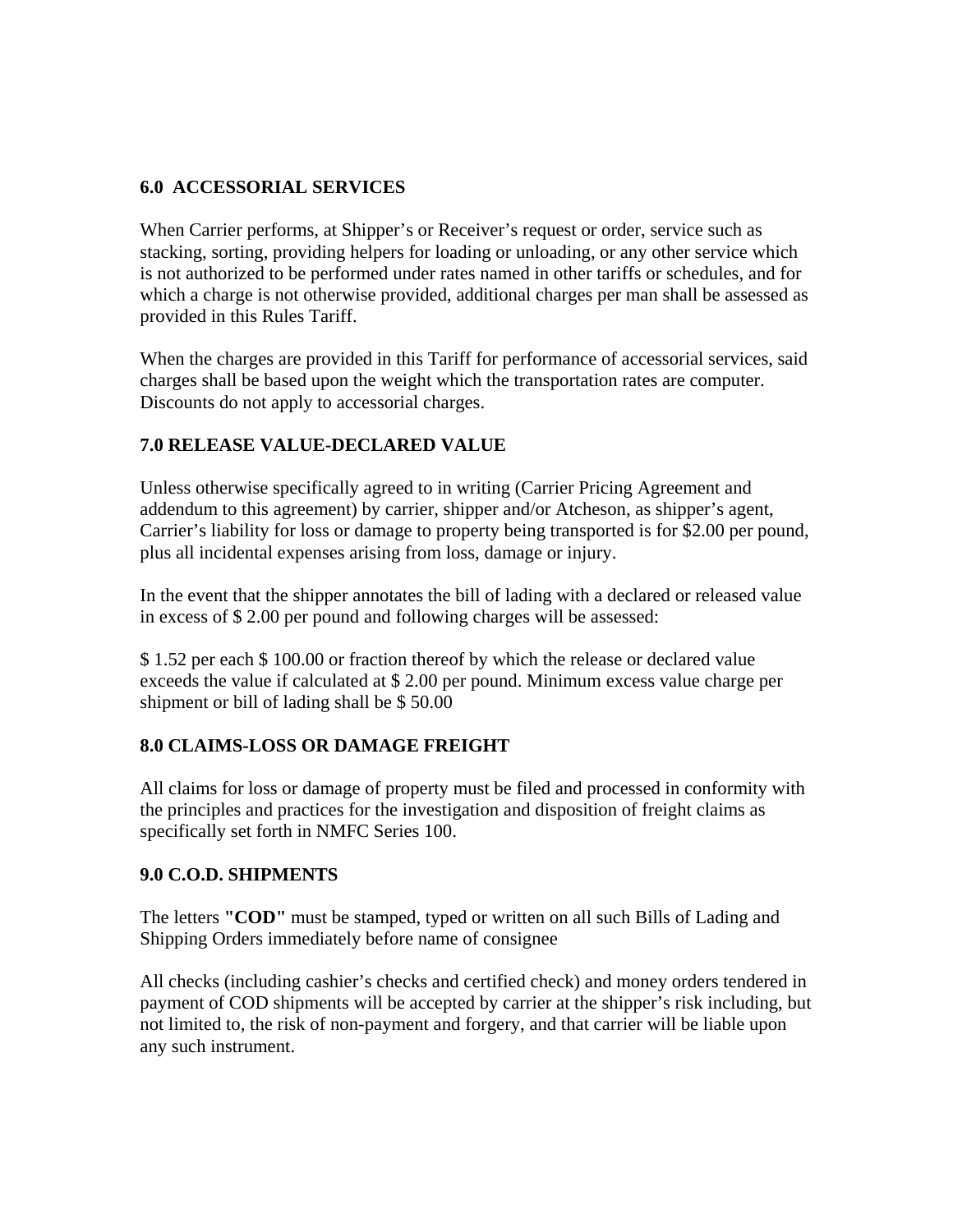## 6.0 ACCESSORIAL SERVICES

When Carrier performs, at Shipper's or Receiver's request or order, service such as stacking, sorting, providing helpers for loading or unloading, or any other service which is not authorized to be performed under rates named in other tariffs or schedules, and for which a charge is not otherwise provided, additional charges per man shall be assessed as provided in this Rules Tariff.

When the charges are provided in this Tariff for performance of accessorial services, said charges shall be based upon the weight which the transportation rates are computer. Discounts do not apply to accessorial charges.

## 7.0 RELEASE VALUE-DECLARED VALUE

Unless otherwise specifically agreed to in writing (Carrier Pricing Agreement and addendum to this agreement) by carrier, shipper and/or Atcheson, as shipper's agent, Carrier's liability for loss or damage to property being transported is for $2.00 per pound, plus all incidental expenses arising from loss, damage or injury.

In the event that the shipper annotates the bill of lading with a declared or released value in excess of $ 2.00 per pound and following charges will be assessed:

$ 1.52 per each $ 100.00 or fraction thereof by which the release or declared value exceeds the value if calculated at $ 2.00 per pound. Minimum excess value charge per shipment or bill of lading shall be $ 50.00

## 8.0 CLAIMS-LOSS OR DAMAGE FREIGHT

All claims for loss or damage of property must be filed and processed in conformity with the principles and practices for the investigation and disposition of freight claims as specifically set forth in NMFC Series 100.

## 9.0 C.O.D. SHIPMENTS

The letters **"COD"** must be stamped, typed or written on all such Bills of Lading and Shipping Orders immediately before name of consignee

All checks (including cashier's checks and certified check) and money orders tendered in payment of COD shipments will be accepted by carrier at the shipper's risk including, but not limited to, the risk of non-payment and forgery, and that carrier will be liable upon any such instrument.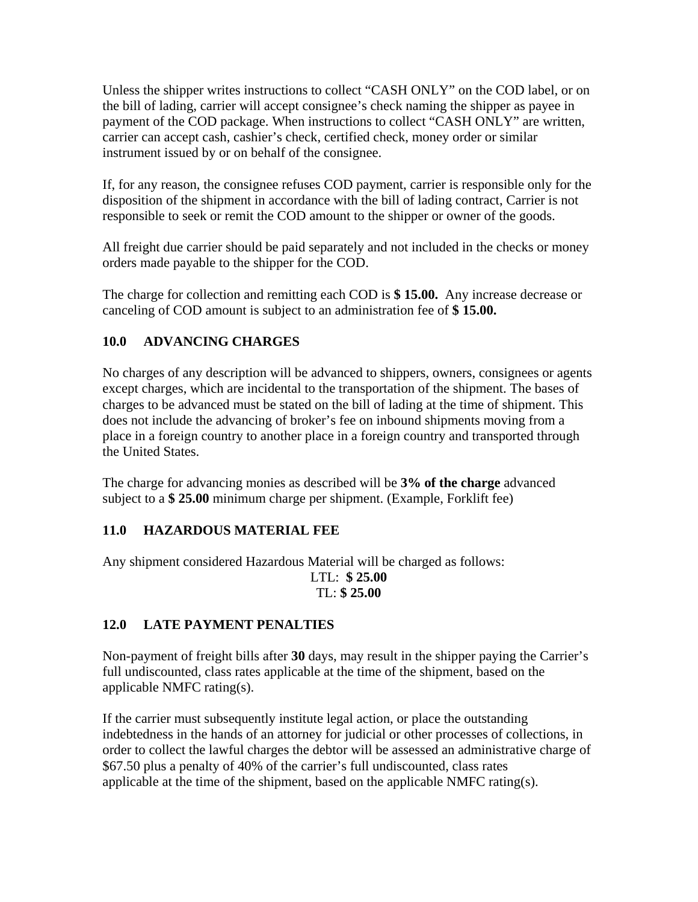Unless the shipper writes instructions to collect “CASH ONLY” on the COD label, or on the bill of lading, carrier will accept consignee’s check naming the shipper as payee in payment of the COD package. When instructions to collect “CASH ONLY” are written, carrier can accept cash, cashier’s check, certified check, money order or similar instrument issued by or on behalf of the consignee.

If, for any reason, the consignee refuses COD payment, carrier is responsible only for the disposition of the shipment in accordance with the bill of lading contract, Carrier is not responsible to seek or remit the COD amount to the shipper or owner of the goods.

All freight due carrier should be paid separately and not included in the checks or money orders made payable to the shipper for the COD.

The charge for collection and remitting each COD is **$ 15.00.** Any increase decrease or canceling of COD amount is subject to an administration fee of **$ 15.00.**

## 10.0 ADVANCING CHARGES

No charges of any description will be advanced to shippers, owners, consignees or agents except charges, which are incidental to the transportation of the shipment. The bases of charges to be advanced must be stated on the bill of lading at the time of shipment. This does not include the advancing of broker’s fee on inbound shipments moving from a place in a foreign country to another place in a foreign country and transported through the United States.

The charge for advancing monies as described will be **3% of the charge** advanced subject to a **$ 25.00** minimum charge per shipment. (Example, Forklift fee)

## 11.0 HAZARDOUS MATERIAL FEE

Any shipment considered Hazardous Material will be charged as follows:

LTL: **$ 25.00**
TL: **$ 25.00**

## 12.0 LATE PAYMENT PENALTIES

Non-payment of freight bills after **30** days, may result in the shipper paying the Carrier’s full undiscounted, class rates applicable at the time of the shipment, based on the applicable NMFC rating(s).

If the carrier must subsequently institute legal action, or place the outstanding indebtedness in the hands of an attorney for judicial or other processes of collections, in order to collect the lawful charges the debtor will be assessed an administrative charge of $67.50 plus a penalty of 40% of the carrier’s full undiscounted, class rates applicable at the time of the shipment, based on the applicable NMFC rating(s).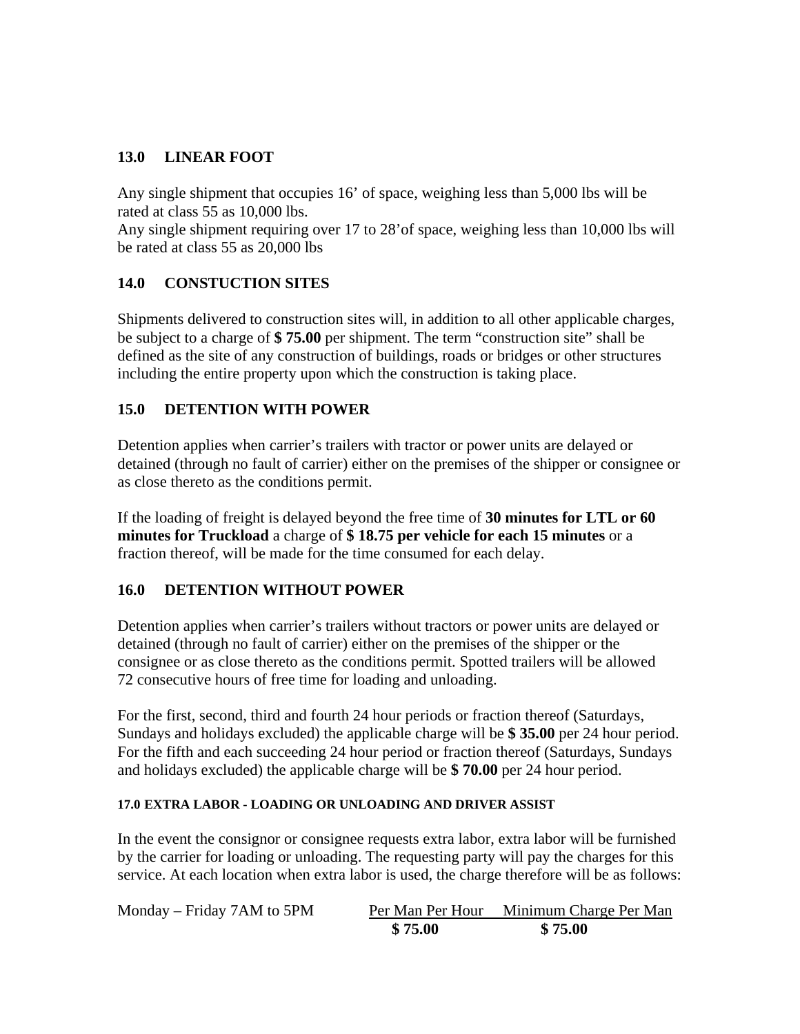## 13.0 LINEAR FOOT

Any single shipment that occupies 16' of space, weighing less than 5,000 lbs will be rated at class 55 as 10,000 lbs.
Any single shipment requiring over 17 to 28'of space, weighing less than 10,000 lbs will be rated at class 55 as 20,000 lbs

## 14.0 CONSTUCTION SITES

Shipments delivered to construction sites will, in addition to all other applicable charges, be subject to a charge of **$ 75.00** per shipment. The term "construction site" shall be defined as the site of any construction of buildings, roads or bridges or other structures including the entire property upon which the construction is taking place.

## 15.0 DETENTION WITH POWER

Detention applies when carrier's trailers with tractor or power units are delayed or detained (through no fault of carrier) either on the premises of the shipper or consignee or as close thereto as the conditions permit.

If the loading of freight is delayed beyond the free time of **30 minutes for LTL or 60 minutes for Truckload** a charge of **$ 18.75 per vehicle for each 15 minutes** or a fraction thereof, will be made for the time consumed for each delay.

## 16.0 DETENTION WITHOUT POWER

Detention applies when carrier's trailers without tractors or power units are delayed or detained (through no fault of carrier) either on the premises of the shipper or the consignee or as close thereto as the conditions permit. Spotted trailers will be allowed 72 consecutive hours of free time for loading and unloading.

For the first, second, third and fourth 24 hour periods or fraction thereof (Saturdays, Sundays and holidays excluded) the applicable charge will be **$ 35.00** per 24 hour period. For the fifth and each succeeding 24 hour period or fraction thereof (Saturdays, Sundays and holidays excluded) the applicable charge will be **$ 70.00** per 24 hour period.

#### 17.0 EXTRA LABOR - LOADING OR UNLOADING AND DRIVER ASSIST

In the event the consignor or consignee requests extra labor, extra labor will be furnished by the carrier for loading or unloading. The requesting party will pay the charges for this service. At each location when extra labor is used, the charge therefore will be as follows:

| | Per Man Per Hour | Minimum Charge Per Man |
|---|---|---|
| Monday – Friday 7AM to 5PM | **$ 75.00** | **$ 75.00** |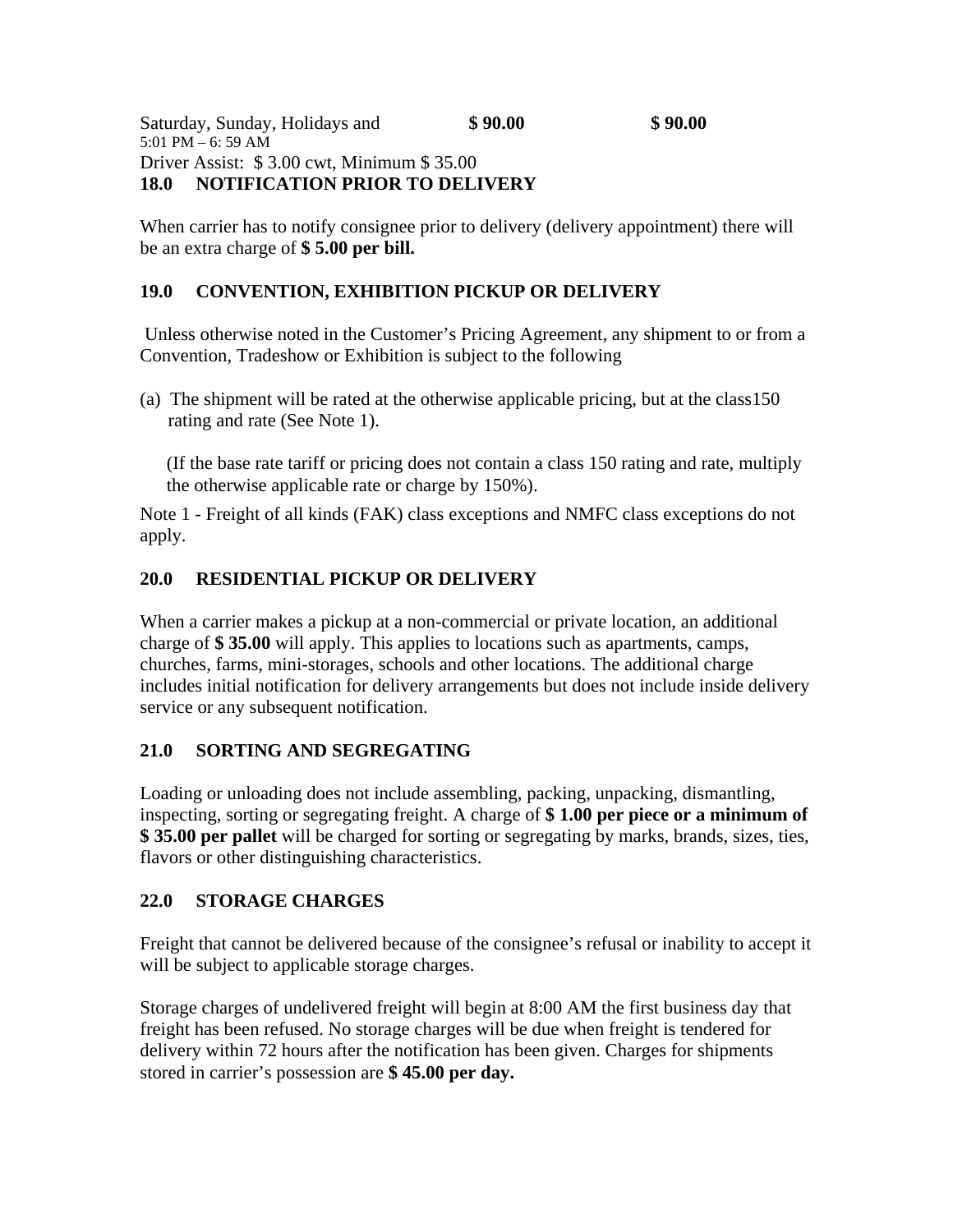| Saturday, Sunday, Holidays and 5:01 PM – 6: 59 AM | **$ 90.00** | **$ 90.00** |
|---|---|---|

Driver Assist: $ 3.00 cwt, Minimum $ 35.00

**18.0 NOTIFICATION PRIOR TO DELIVERY**

When carrier has to notify consignee prior to delivery (delivery appointment) there will be an extra charge of **$ 5.00 per bill.**

**19.0 CONVENTION, EXHIBITION PICKUP OR DELIVERY**

Unless otherwise noted in the Customer's Pricing Agreement, any shipment to or from a Convention, Tradeshow or Exhibition is subject to the following

(a) The shipment will be rated at the otherwise applicable pricing, but at the class150 rating and rate (See Note 1).

(If the base rate tariff or pricing does not contain a class 150 rating and rate, multiply the otherwise applicable rate or charge by 150%).

Note 1 - Freight of all kinds (FAK) class exceptions and NMFC class exceptions do not apply.

**20.0 RESIDENTIAL PICKUP OR DELIVERY**

When a carrier makes a pickup at a non-commercial or private location, an additional charge of **$ 35.00** will apply. This applies to locations such as apartments, camps, churches, farms, mini-storages, schools and other locations. The additional charge includes initial notification for delivery arrangements but does not include inside delivery service or any subsequent notification.

**21.0 SORTING AND SEGREGATING**

Loading or unloading does not include assembling, packing, unpacking, dismantling, inspecting, sorting or segregating freight. A charge of **$ 1.00 per piece or a minimum of $ 35.00 per pallet** will be charged for sorting or segregating by marks, brands, sizes, ties, flavors or other distinguishing characteristics.

**22.0 STORAGE CHARGES**

Freight that cannot be delivered because of the consignee's refusal or inability to accept it will be subject to applicable storage charges.

Storage charges of undelivered freight will begin at 8:00 AM the first business day that freight has been refused. No storage charges will be due when freight is tendered for delivery within 72 hours after the notification has been given. Charges for shipments stored in carrier's possession are **$ 45.00 per day.**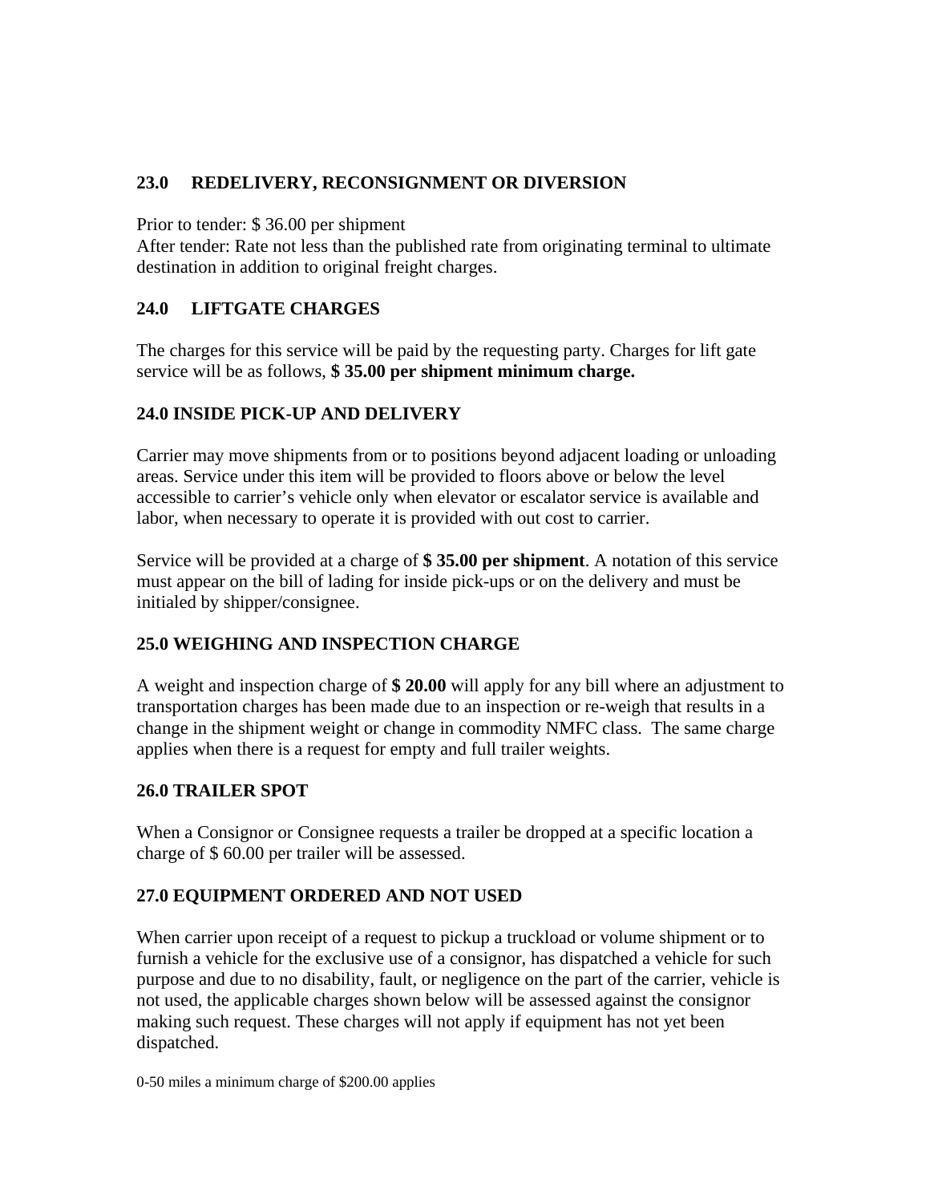## 23.0 REDELIVERY, RECONSIGNMENT OR DIVERSION

Prior to tender: $ 36.00 per shipment
After tender: Rate not less than the published rate from originating terminal to ultimate destination in addition to original freight charges.

## 24.0 LIFTGATE CHARGES

The charges for this service will be paid by the requesting party. Charges for lift gate service will be as follows, **$ 35.00 per shipment minimum charge.**

## 24.0 INSIDE PICK-UP AND DELIVERY

Carrier may move shipments from or to positions beyond adjacent loading or unloading areas. Service under this item will be provided to floors above or below the level accessible to carrier's vehicle only when elevator or escalator service is available and labor, when necessary to operate it is provided with out cost to carrier.

Service will be provided at a charge of **$ 35.00 per shipment**. A notation of this service must appear on the bill of lading for inside pick-ups or on the delivery and must be initialed by shipper/consignee.

## 25.0 WEIGHING AND INSPECTION CHARGE

A weight and inspection charge of **$ 20.00** will apply for any bill where an adjustment to transportation charges has been made due to an inspection or re-weigh that results in a change in the shipment weight or change in commodity NMFC class. The same charge applies when there is a request for empty and full trailer weights.

## 26.0 TRAILER SPOT

When a Consignor or Consignee requests a trailer be dropped at a specific location a charge of $ 60.00 per trailer will be assessed.

## 27.0 EQUIPMENT ORDERED AND NOT USED

When carrier upon receipt of a request to pickup a truckload or volume shipment or to furnish a vehicle for the exclusive use of a consignor, has dispatched a vehicle for such purpose and due to no disability, fault, or negligence on the part of the carrier, vehicle is not used, the applicable charges shown below will be assessed against the consignor making such request. These charges will not apply if equipment has not yet been dispatched.

0-50 miles a minimum charge of $200.00 applies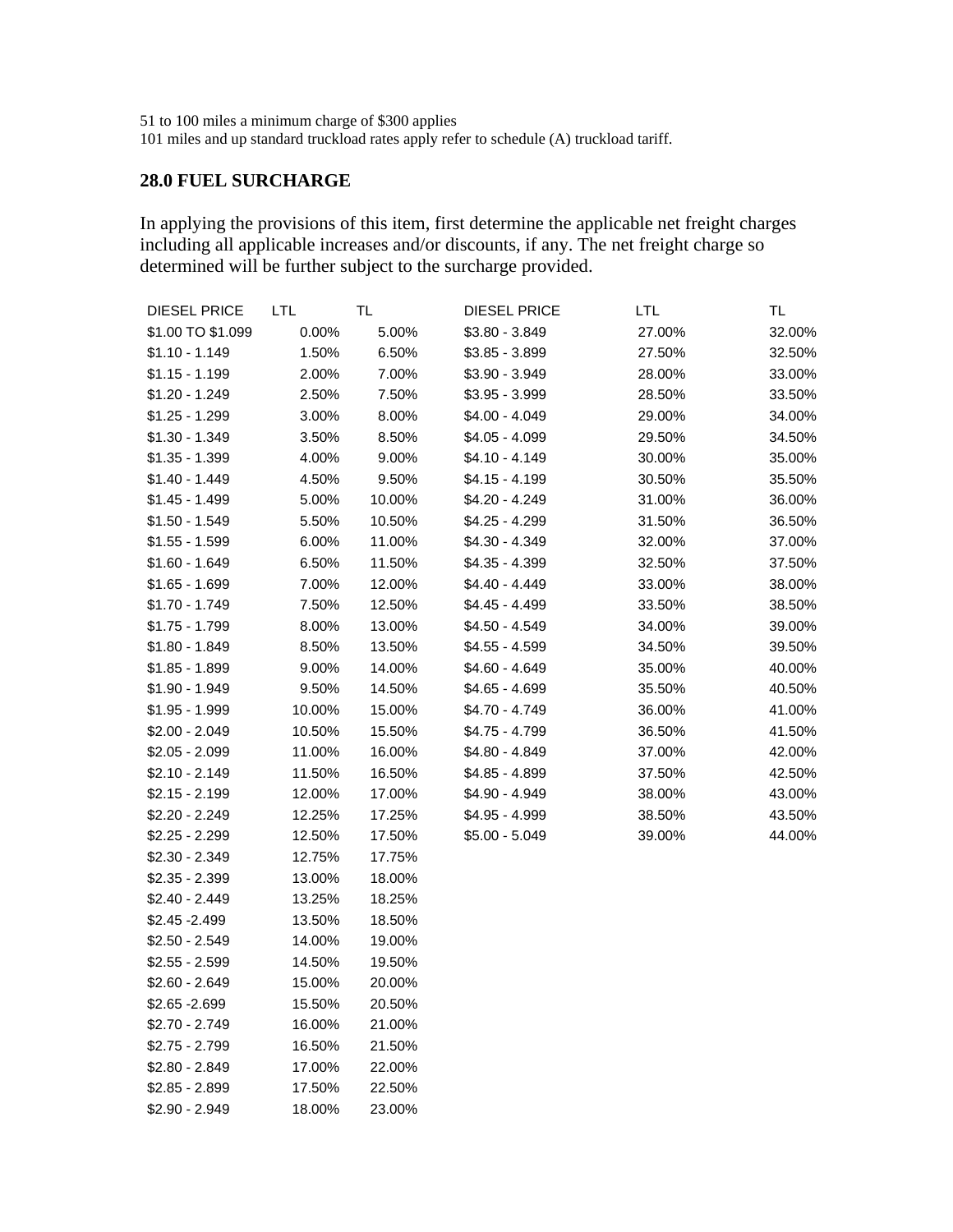51 to 100 miles a minimum charge of $300 applies
101 miles and up standard truckload rates apply refer to schedule (A) truckload tariff.

## 28.0 FUEL SURCHARGE

In applying the provisions of this item, first determine the applicable net freight charges including all applicable increases and/or discounts, if any. The net freight charge so determined will be further subject to the surcharge provided.

| DIESEL PRICE | LTL | TL | DIESEL PRICE | LTL | TL |
|---|---|---|---|---|---|
| $1.00 TO $1.099 | 0.00% | 5.00% | $3.80 - 3.849 | 27.00% | 32.00% |
| $1.10 - 1.149 | 1.50% | 6.50% | $3.85 - 3.899 | 27.50% | 32.50% |
| $1.15 - 1.199 | 2.00% | 7.00% | $3.90 - 3.949 | 28.00% | 33.00% |
| $1.20 - 1.249 | 2.50% | 7.50% | $3.95 - 3.999 | 28.50% | 33.50% |
| $1.25 - 1.299 | 3.00% | 8.00% | $4.00 - 4.049 | 29.00% | 34.00% |
| $1.30 - 1.349 | 3.50% | 8.50% | $4.05 - 4.099 | 29.50% | 34.50% |
| $1.35 - 1.399 | 4.00% | 9.00% | $4.10 - 4.149 | 30.00% | 35.00% |
| $1.40 - 1.449 | 4.50% | 9.50% | $4.15 - 4.199 | 30.50% | 35.50% |
| $1.45 - 1.499 | 5.00% | 10.00% | $4.20 - 4.249 | 31.00% | 36.00% |
| $1.50 - 1.549 | 5.50% | 10.50% | $4.25 - 4.299 | 31.50% | 36.50% |
| $1.55 - 1.599 | 6.00% | 11.00% | $4.30 - 4.349 | 32.00% | 37.00% |
| $1.60 - 1.649 | 6.50% | 11.50% | $4.35 - 4.399 | 32.50% | 37.50% |
| $1.65 - 1.699 | 7.00% | 12.00% | $4.40 - 4.449 | 33.00% | 38.00% |
| $1.70 - 1.749 | 7.50% | 12.50% | $4.45 - 4.499 | 33.50% | 38.50% |
| $1.75 - 1.799 | 8.00% | 13.00% | $4.50 - 4.549 | 34.00% | 39.00% |
| $1.80 - 1.849 | 8.50% | 13.50% | $4.55 - 4.599 | 34.50% | 39.50% |
| $1.85 - 1.899 | 9.00% | 14.00% | $4.60 - 4.649 | 35.00% | 40.00% |
| $1.90 - 1.949 | 9.50% | 14.50% | $4.65 - 4.699 | 35.50% | 40.50% |
| $1.95 - 1.999 | 10.00% | 15.00% | $4.70 - 4.749 | 36.00% | 41.00% |
| $2.00 - 2.049 | 10.50% | 15.50% | $4.75 - 4.799 | 36.50% | 41.50% |
| $2.05 - 2.099 | 11.00% | 16.00% | $4.80 - 4.849 | 37.00% | 42.00% |
| $2.10 - 2.149 | 11.50% | 16.50% | $4.85 - 4.899 | 37.50% | 42.50% |
| $2.15 - 2.199 | 12.00% | 17.00% | $4.90 - 4.949 | 38.00% | 43.00% |
| $2.20 - 2.249 | 12.25% | 17.25% | $4.95 - 4.999 | 38.50% | 43.50% |
| $2.25 - 2.299 | 12.50% | 17.50% | $5.00 - 5.049 | 39.00% | 44.00% |
| $2.30 - 2.349 | 12.75% | 17.75% | | | |
| $2.35 - 2.399 | 13.00% | 18.00% | | | |
| $2.40 - 2.449 | 13.25% | 18.25% | | | |
| $2.45 -2.499 | 13.50% | 18.50% | | | |
| $2.50 - 2.549 | 14.00% | 19.00% | | | |
| $2.55 - 2.599 | 14.50% | 19.50% | | | |
| $2.60 - 2.649 | 15.00% | 20.00% | | | |
| $2.65 -2.699 | 15.50% | 20.50% | | | |
| $2.70 - 2.749 | 16.00% | 21.00% | | | |
| $2.75 - 2.799 | 16.50% | 21.50% | | | |
| $2.80 - 2.849 | 17.00% | 22.00% | | | |
| $2.85 - 2.899 | 17.50% | 22.50% | | | |
| $2.90 - 2.949 | 18.00% | 23.00% | | | |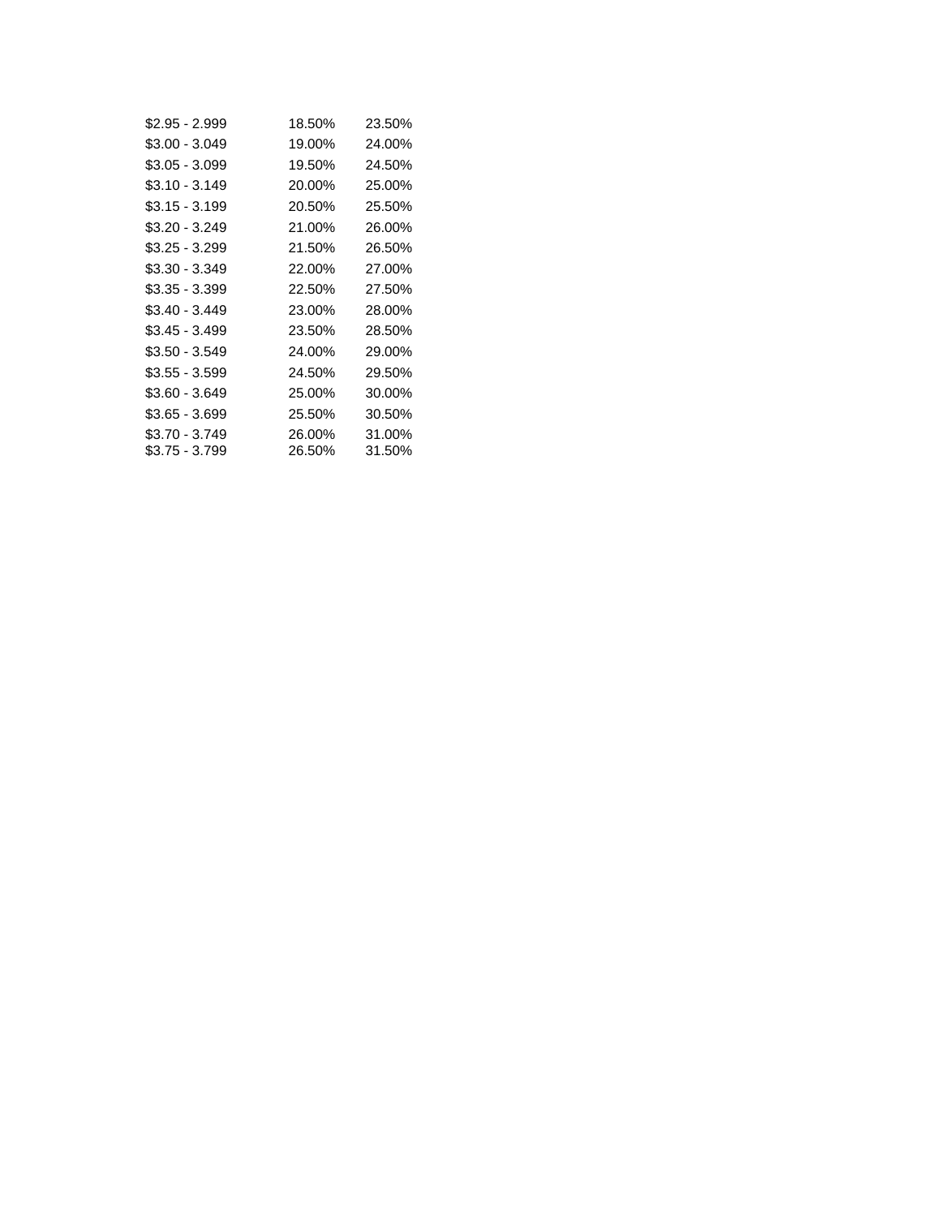| | | |
|---|---|---|
| $2.95 - 2.999 | 18.50% | 23.50% |
| $3.00 - 3.049 | 19.00% | 24.00% |
| $3.05 - 3.099 | 19.50% | 24.50% |
| $3.10 - 3.149 | 20.00% | 25.00% |
| $3.15 - 3.199 | 20.50% | 25.50% |
| $3.20 - 3.249 | 21.00% | 26.00% |
| $3.25 - 3.299 | 21.50% | 26.50% |
| $3.30 - 3.349 | 22.00% | 27.00% |
| $3.35 - 3.399 | 22.50% | 27.50% |
| $3.40 - 3.449 | 23.00% | 28.00% |
| $3.45 - 3.499 | 23.50% | 28.50% |
| $3.50 - 3.549 | 24.00% | 29.00% |
| $3.55 - 3.599 | 24.50% | 29.50% |
| $3.60 - 3.649 | 25.00% | 30.00% |
| $3.65 - 3.699 | 25.50% | 30.50% |
| $3.70 - 3.749 | 26.00% | 31.00% |
| $3.75 - 3.799 | 26.50% | 31.50% |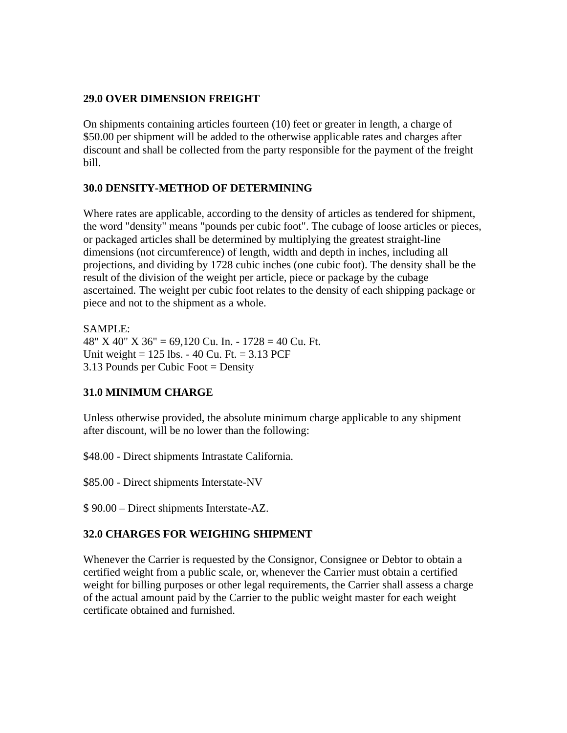**29.0 OVER DIMENSION FREIGHT**

On shipments containing articles fourteen (10) feet or greater in length, a charge of $50.00 per shipment will be added to the otherwise applicable rates and charges after discount and shall be collected from the party responsible for the payment of the freight bill.

**30.0 DENSITY-METHOD OF DETERMINING**

Where rates are applicable, according to the density of articles as tendered for shipment, the word "density" means "pounds per cubic foot". The cubage of loose articles or pieces, or packaged articles shall be determined by multiplying the greatest straight-line dimensions (not circumference) of length, width and depth in inches, including all projections, and dividing by 1728 cubic inches (one cubic foot). The density shall be the result of the division of the weight per article, piece or package by the cubage ascertained. The weight per cubic foot relates to the density of each shipping package or piece and not to the shipment as a whole.

SAMPLE:
48" X 40" X 36" = 69,120 Cu. In. - 1728 = 40 Cu. Ft.
Unit weight = 125 lbs. - 40 Cu. Ft. = 3.13 PCF
3.13 Pounds per Cubic Foot = Density

**31.0 MINIMUM CHARGE**

Unless otherwise provided, the absolute minimum charge applicable to any shipment after discount, will be no lower than the following:

$48.00 - Direct shipments Intrastate California.

$85.00 - Direct shipments Interstate-NV

$ 90.00 – Direct shipments Interstate-AZ.

**32.0 CHARGES FOR WEIGHING SHIPMENT**

Whenever the Carrier is requested by the Consignor, Consignee or Debtor to obtain a certified weight from a public scale, or, whenever the Carrier must obtain a certified weight for billing purposes or other legal requirements, the Carrier shall assess a charge of the actual amount paid by the Carrier to the public weight master for each weight certificate obtained and furnished.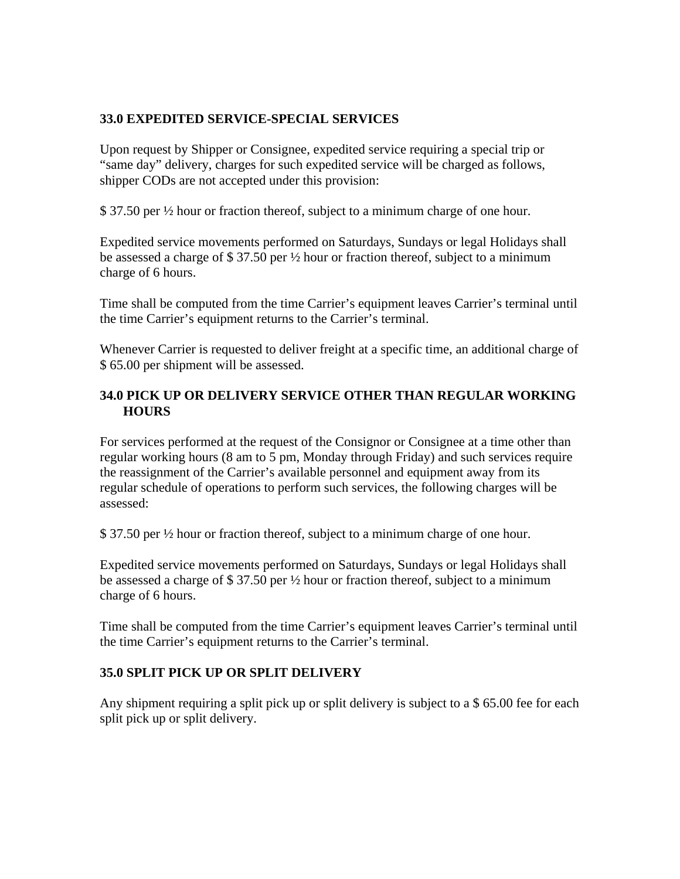## 33.0 EXPEDITED SERVICE-SPECIAL SERVICES

Upon request by Shipper or Consignee, expedited service requiring a special trip or "same day" delivery, charges for such expedited service will be charged as follows, shipper CODs are not accepted under this provision:

$ 37.50 per ½ hour or fraction thereof, subject to a minimum charge of one hour.

Expedited service movements performed on Saturdays, Sundays or legal Holidays shall be assessed a charge of $ 37.50 per ½ hour or fraction thereof, subject to a minimum charge of 6 hours.

Time shall be computed from the time Carrier's equipment leaves Carrier's terminal until the time Carrier's equipment returns to the Carrier's terminal.

Whenever Carrier is requested to deliver freight at a specific time, an additional charge of $ 65.00 per shipment will be assessed.

## 34.0 PICK UP OR DELIVERY SERVICE OTHER THAN REGULAR WORKING HOURS

For services performed at the request of the Consignor or Consignee at a time other than regular working hours (8 am to 5 pm, Monday through Friday) and such services require the reassignment of the Carrier's available personnel and equipment away from its regular schedule of operations to perform such services, the following charges will be assessed:

$ 37.50 per ½ hour or fraction thereof, subject to a minimum charge of one hour.

Expedited service movements performed on Saturdays, Sundays or legal Holidays shall be assessed a charge of $ 37.50 per ½ hour or fraction thereof, subject to a minimum charge of 6 hours.

Time shall be computed from the time Carrier's equipment leaves Carrier's terminal until the time Carrier's equipment returns to the Carrier's terminal.

## 35.0 SPLIT PICK UP OR SPLIT DELIVERY

Any shipment requiring a split pick up or split delivery is subject to a $ 65.00 fee for each split pick up or split delivery.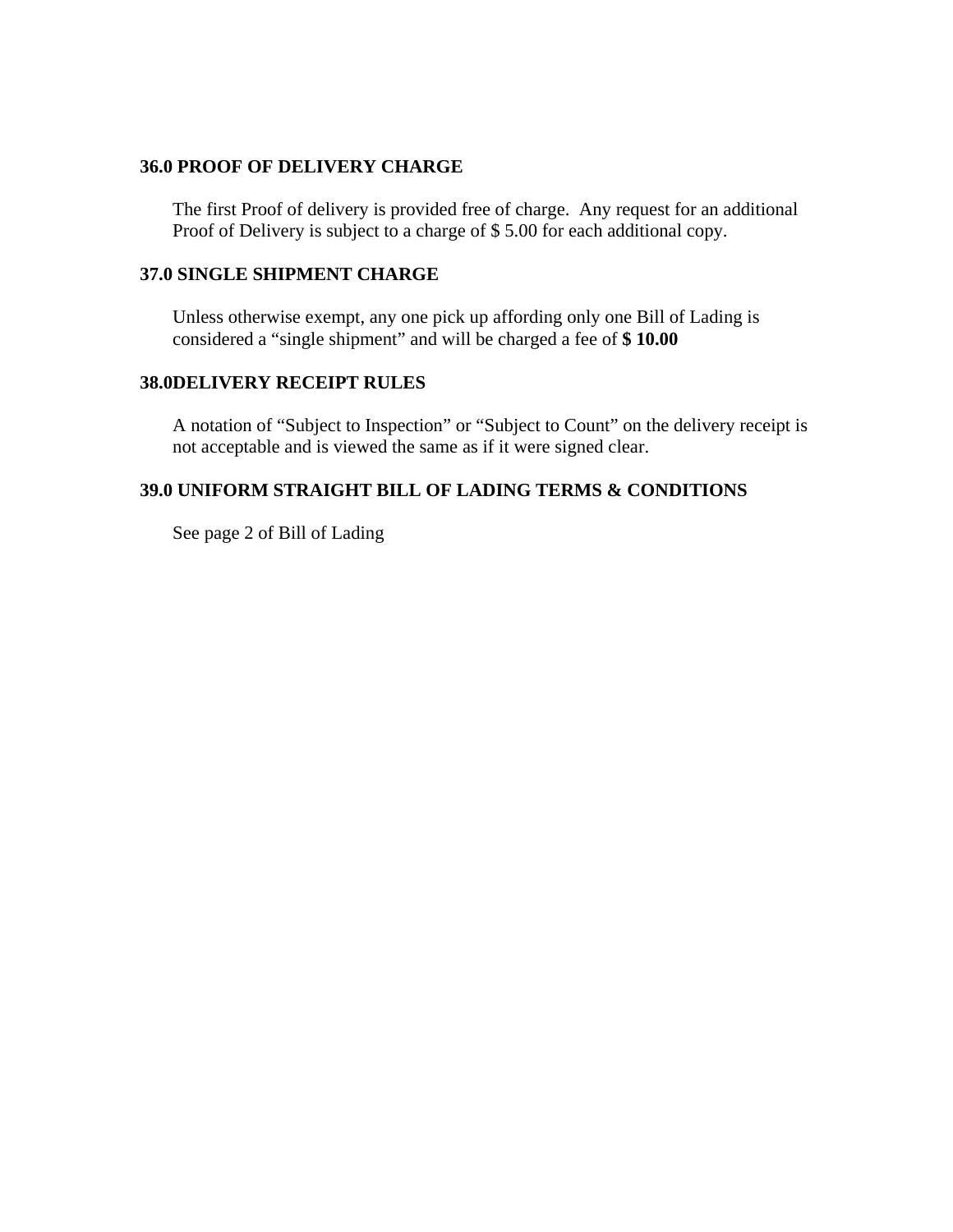**36.0 PROOF OF DELIVERY CHARGE**

The first Proof of delivery is provided free of charge. Any request for an additional Proof of Delivery is subject to a charge of $ 5.00 for each additional copy.

**37.0 SINGLE SHIPMENT CHARGE**

Unless otherwise exempt, any one pick up affording only one Bill of Lading is considered a “single shipment” and will be charged a fee of **$ 10.00**

**38.0DELIVERY RECEIPT RULES**

A notation of “Subject to Inspection” or “Subject to Count” on the delivery receipt is not acceptable and is viewed the same as if it were signed clear.

**39.0 UNIFORM STRAIGHT BILL OF LADING TERMS & CONDITIONS**

See page 2 of Bill of Lading